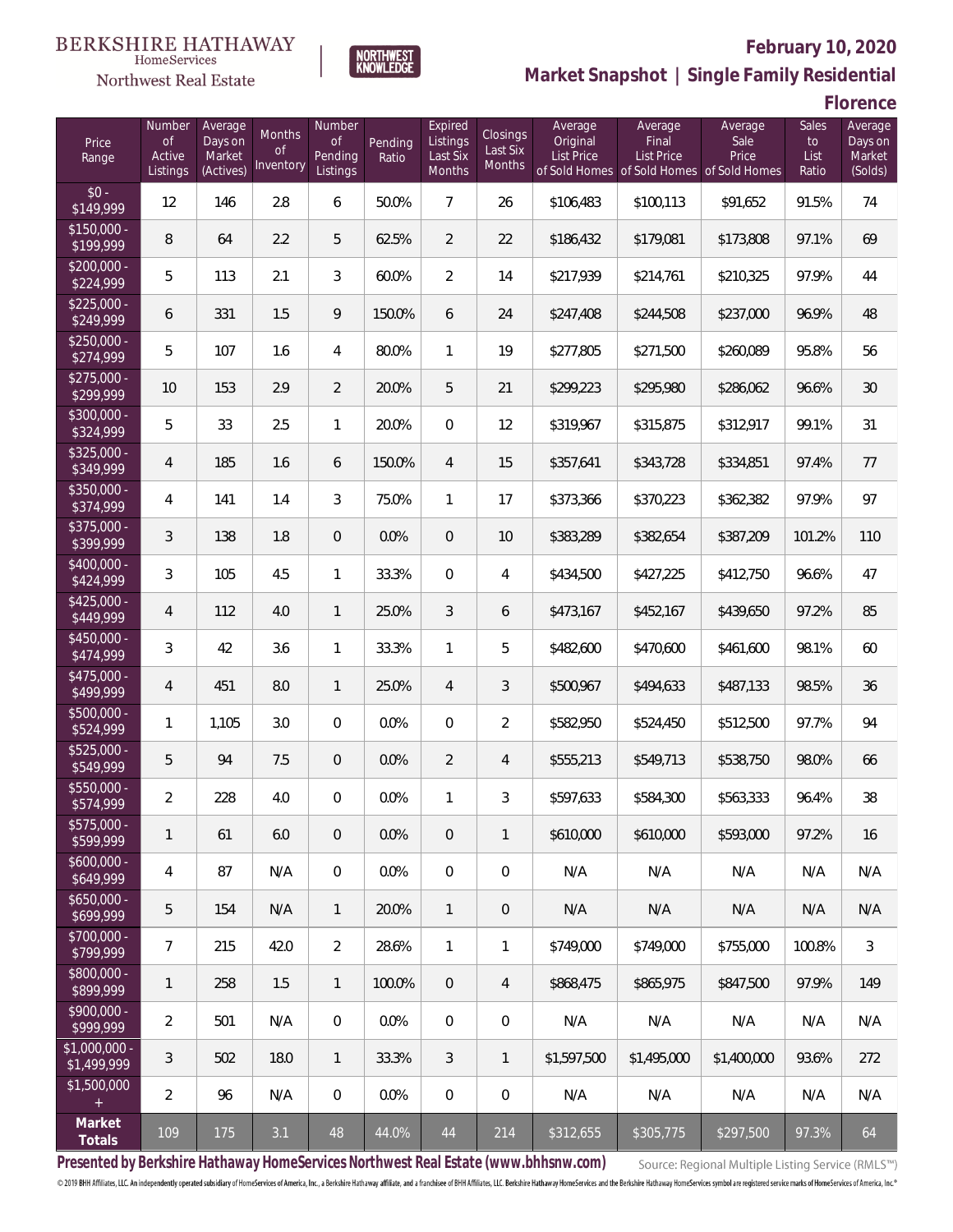BERKSHIRE HATHAWAY
HomeServices
Northwest Real Estate

NORTHWEST KNOWLEDGE

**February 10, 2020**

## Market Snapshot | Single Family Residential

### Florence

| Price Range | Number of Active Listings | Average Days on Market (Actives) | Months of Inventory | Number of Pending Listings | Pending Ratio | Expired Listings Last Six Months | Closings Last Six Months | Average Original List Price of Sold Homes | Average Final List Price of Sold Homes | Average Sale Price of Sold Homes | Sales to List Ratio | Average Days on Market (Solds) |
|---|---|---|---|---|---|---|---|---|---|---|---|---|
| $0 - $149,999 | 12 | 146 | 2.8 | 6 | 50.0% | 7 | 26 | $106,483 | $100,113 | $91,652 | 91.5% | 74 |
| $150,000 - $199,999 | 8 | 64 | 2.2 | 5 | 62.5% | 2 | 22 | $186,432 | $179,081 | $173,808 | 97.1% | 69 |
| $200,000 - $224,999 | 5 | 113 | 2.1 | 3 | 60.0% | 2 | 14 | $217,939 | $214,761 | $210,325 | 97.9% | 44 |
| $225,000 - $249,999 | 6 | 331 | 1.5 | 9 | 150.0% | 6 | 24 | $247,408 | $244,508 | $237,000 | 96.9% | 48 |
| $250,000 - $274,999 | 5 | 107 | 1.6 | 4 | 80.0% | 1 | 19 | $277,805 | $271,500 | $260,089 | 95.8% | 56 |
| $275,000 - $299,999 | 10 | 153 | 2.9 | 2 | 20.0% | 5 | 21 | $299,223 | $295,980 | $286,062 | 96.6% | 30 |
| $300,000 - $324,999 | 5 | 33 | 2.5 | 1 | 20.0% | 0 | 12 | $319,967 | $315,875 | $312,917 | 99.1% | 31 |
| $325,000 - $349,999 | 4 | 185 | 1.6 | 6 | 150.0% | 4 | 15 | $357,641 | $343,728 | $334,851 | 97.4% | 77 |
| $350,000 - $374,999 | 4 | 141 | 1.4 | 3 | 75.0% | 1 | 17 | $373,366 | $370,223 | $362,382 | 97.9% | 97 |
| $375,000 - $399,999 | 3 | 138 | 1.8 | 0 | 0.0% | 0 | 10 | $383,289 | $382,654 | $387,209 | 101.2% | 110 |
| $400,000 - $424,999 | 3 | 105 | 4.5 | 1 | 33.3% | 0 | 4 | $434,500 | $427,225 | $412,750 | 96.6% | 47 |
| $425,000 - $449,999 | 4 | 112 | 4.0 | 1 | 25.0% | 3 | 6 | $473,167 | $452,167 | $439,650 | 97.2% | 85 |
| $450,000 - $474,999 | 3 | 42 | 3.6 | 1 | 33.3% | 1 | 5 | $482,600 | $470,600 | $461,600 | 98.1% | 60 |
| $475,000 - $499,999 | 4 | 451 | 8.0 | 1 | 25.0% | 4 | 3 | $500,967 | $494,633 | $487,133 | 98.5% | 36 |
| $500,000 - $524,999 | 1 | 1,105 | 3.0 | 0 | 0.0% | 0 | 2 | $582,950 | $524,450 | $512,500 | 97.7% | 94 |
| $525,000 - $549,999 | 5 | 94 | 7.5 | 0 | 0.0% | 2 | 4 | $555,213 | $549,713 | $538,750 | 98.0% | 66 |
| $550,000 - $574,999 | 2 | 228 | 4.0 | 0 | 0.0% | 1 | 3 | $597,633 | $584,300 | $563,333 | 96.4% | 38 |
| $575,000 - $599,999 | 1 | 61 | 6.0 | 0 | 0.0% | 0 | 1 | $610,000 | $610,000 | $593,000 | 97.2% | 16 |
| $600,000 - $649,999 | 4 | 87 | N/A | 0 | 0.0% | 0 | 0 | N/A | N/A | N/A | N/A | N/A |
| $650,000 - $699,999 | 5 | 154 | N/A | 1 | 20.0% | 1 | 0 | N/A | N/A | N/A | N/A | N/A |
| $700,000 - $799,999 | 7 | 215 | 42.0 | 2 | 28.6% | 1 | 1 | $749,000 | $749,000 | $755,000 | 100.8% | 3 |
| $800,000 - $899,999 | 1 | 258 | 1.5 | 1 | 100.0% | 0 | 4 | $868,475 | $865,975 | $847,500 | 97.9% | 149 |
| $900,000 - $999,999 | 2 | 501 | N/A | 0 | 0.0% | 0 | 0 | N/A | N/A | N/A | N/A | N/A |
| $1,000,000 - $1,499,999 | 3 | 502 | 18.0 | 1 | 33.3% | 3 | 1 | $1,597,500 | $1,495,000 | $1,400,000 | 93.6% | 272 |
| $1,500,000 + | 2 | 96 | N/A | 0 | 0.0% | 0 | 0 | N/A | N/A | N/A | N/A | N/A |
| **Market Totals** | 109 | 175 | 3.1 | 48 | 44.0% | 44 | 214 | $312,655 | $305,775 | $297,500 | 97.3% | 64 |

**Presented by Berkshire Hathaway HomeServices Northwest Real Estate (www.bhhsnw.com)**

Source: Regional Multiple Listing Service (RMLS™)

© 2019 BHH Affiliates, LLC. An independently operated subsidiary of HomeServices of America, Inc., a Berkshire Hathaway affiliate, and a franchisee of BHH Affiliates, LLC. Berkshire Hathaway HomeServices and the Berkshire Hathaway HomeServices symbol are registered service marks of HomeServices of America, Inc.®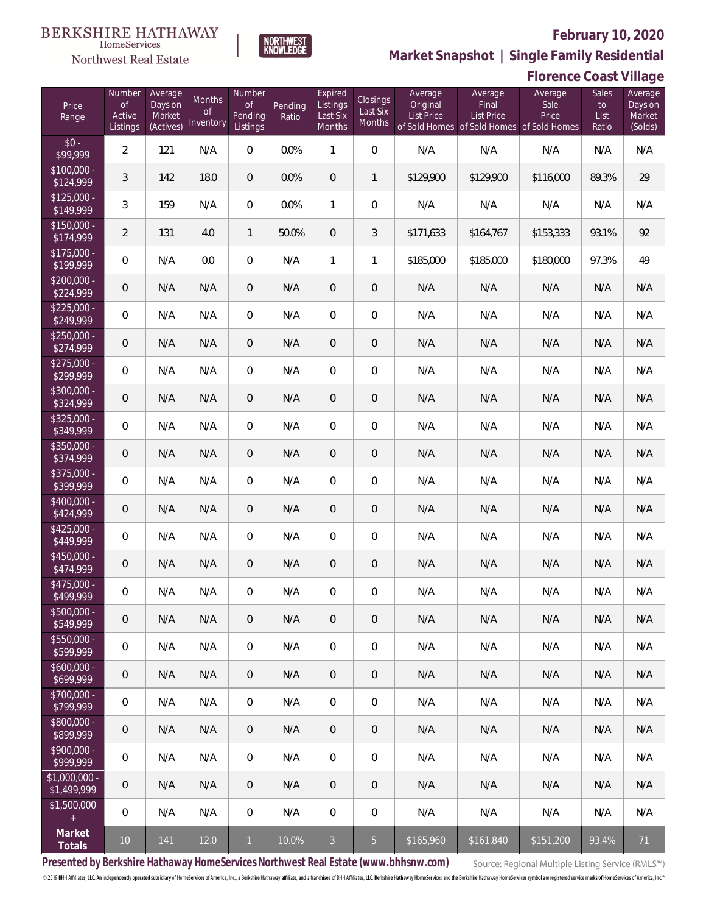BERKSHIRE HATHAWAY HomeServices Northwest Real Estate

NORTHWEST KNOWLEDGE

# February 10, 2020

## Market Snapshot | Single Family Residential

## Florence Coast Village

| Price Range | Number of Active Listings | Average Days on Market (Actives) | Months of Inventory | Number of Pending Listings | Pending Ratio | Expired Listings Last Six Months | Closings Last Six Months | Average Original List Price of Sold Homes | Average Final List Price of Sold Homes | Average Sale Price of Sold Homes | Sales to List Ratio | Average Days on Market (Solds) |
|---|---|---|---|---|---|---|---|---|---|---|---|---|
| $0 - $99,999 | 2 | 121 | N/A | 0 | 0.0% | 1 | 0 | N/A | N/A | N/A | N/A | N/A |
| $100,000 - $124,999 | 3 | 142 | 18.0 | 0 | 0.0% | 0 | 1 | $129,900 | $129,900 | $116,000 | 89.3% | 29 |
| $125,000 - $149,999 | 3 | 159 | N/A | 0 | 0.0% | 1 | 0 | N/A | N/A | N/A | N/A | N/A |
| $150,000 - $174,999 | 2 | 131 | 4.0 | 1 | 50.0% | 0 | 3 | $171,633 | $164,767 | $153,333 | 93.1% | 92 |
| $175,000 - $199,999 | 0 | N/A | 0.0 | 0 | N/A | 1 | 1 | $185,000 | $185,000 | $180,000 | 97.3% | 49 |
| $200,000 - $224,999 | 0 | N/A | N/A | 0 | N/A | 0 | 0 | N/A | N/A | N/A | N/A | N/A |
| $225,000 - $249,999 | 0 | N/A | N/A | 0 | N/A | 0 | 0 | N/A | N/A | N/A | N/A | N/A |
| $250,000 - $274,999 | 0 | N/A | N/A | 0 | N/A | 0 | 0 | N/A | N/A | N/A | N/A | N/A |
| $275,000 - $299,999 | 0 | N/A | N/A | 0 | N/A | 0 | 0 | N/A | N/A | N/A | N/A | N/A |
| $300,000 - $324,999 | 0 | N/A | N/A | 0 | N/A | 0 | 0 | N/A | N/A | N/A | N/A | N/A |
| $325,000 - $349,999 | 0 | N/A | N/A | 0 | N/A | 0 | 0 | N/A | N/A | N/A | N/A | N/A |
| $350,000 - $374,999 | 0 | N/A | N/A | 0 | N/A | 0 | 0 | N/A | N/A | N/A | N/A | N/A |
| $375,000 - $399,999 | 0 | N/A | N/A | 0 | N/A | 0 | 0 | N/A | N/A | N/A | N/A | N/A |
| $400,000 - $424,999 | 0 | N/A | N/A | 0 | N/A | 0 | 0 | N/A | N/A | N/A | N/A | N/A |
| $425,000 - $449,999 | 0 | N/A | N/A | 0 | N/A | 0 | 0 | N/A | N/A | N/A | N/A | N/A |
| $450,000 - $474,999 | 0 | N/A | N/A | 0 | N/A | 0 | 0 | N/A | N/A | N/A | N/A | N/A |
| $475,000 - $499,999 | 0 | N/A | N/A | 0 | N/A | 0 | 0 | N/A | N/A | N/A | N/A | N/A |
| $500,000 - $549,999 | 0 | N/A | N/A | 0 | N/A | 0 | 0 | N/A | N/A | N/A | N/A | N/A |
| $550,000 - $599,999 | 0 | N/A | N/A | 0 | N/A | 0 | 0 | N/A | N/A | N/A | N/A | N/A |
| $600,000 - $699,999 | 0 | N/A | N/A | 0 | N/A | 0 | 0 | N/A | N/A | N/A | N/A | N/A |
| $700,000 - $799,999 | 0 | N/A | N/A | 0 | N/A | 0 | 0 | N/A | N/A | N/A | N/A | N/A |
| $800,000 - $899,999 | 0 | N/A | N/A | 0 | N/A | 0 | 0 | N/A | N/A | N/A | N/A | N/A |
| $900,000 - $999,999 | 0 | N/A | N/A | 0 | N/A | 0 | 0 | N/A | N/A | N/A | N/A | N/A |
| $1,000,000 - $1,499,999 | 0 | N/A | N/A | 0 | N/A | 0 | 0 | N/A | N/A | N/A | N/A | N/A |
| $1,500,000 + | 0 | N/A | N/A | 0 | N/A | 0 | 0 | N/A | N/A | N/A | N/A | N/A |
| **Market Totals** | 10 | 141 | 12.0 | 1 | 10.0% | 3 | 5 | $165,960 | $161,840 | $151,200 | 93.4% | 71 |

**Presented by Berkshire Hathaway HomeServices Northwest Real Estate (www.bhhsnw.com)**

Source: Regional Multiple Listing Service (RMLS™)

© 2019 BHH Affiliates, LLC. An independently operated subsidiary of HomeServices of America, Inc., a Berkshire Hathaway affiliate, and a franchisee of BHH Affiliates, LLC. Berkshire Hathaway HomeServices and the Berkshire Hathaway HomeServices symbol are registered service marks of HomeServices of America, Inc.®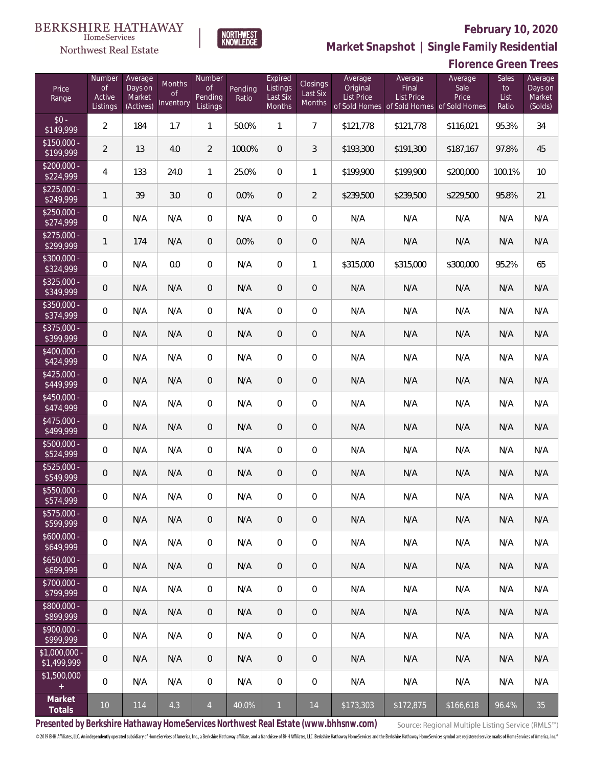BERKSHIRE HATHAWAY HomeServices Northwest Real Estate

NORTHWEST KNOWLEDGE

**February 10, 2020**

**Market Snapshot | Single Family Residential**

**Florence Green Trees**

| Price Range | Number of Active Listings | Average Days on Market (Actives) | Months of Inventory | Number of Pending Listings | Pending Ratio | Expired Listings Last Six Months | Closings Last Six Months | Average Original List Price of Sold Homes | Average Final List Price of Sold Homes | Average Sale Price of Sold Homes | Sales to List Ratio | Average Days on Market (Solds) |
|---|---|---|---|---|---|---|---|---|---|---|---|---|
| $0 - $149,999 | 2 | 184 | 1.7 | 1 | 50.0% | 1 | 7 | $121,778 | $121,778 | $116,021 | 95.3% | 34 |
| $150,000 - $199,999 | 2 | 13 | 4.0 | 2 | 100.0% | 0 | 3 | $193,300 | $191,300 | $187,167 | 97.8% | 45 |
| $200,000 - $224,999 | 4 | 133 | 24.0 | 1 | 25.0% | 0 | 1 | $199,900 | $199,900 | $200,000 | 100.1% | 10 |
| $225,000 - $249,999 | 1 | 39 | 3.0 | 0 | 0.0% | 0 | 2 | $239,500 | $239,500 | $229,500 | 95.8% | 21 |
| $250,000 - $274,999 | 0 | N/A | N/A | 0 | N/A | 0 | 0 | N/A | N/A | N/A | N/A | N/A |
| $275,000 - $299,999 | 1 | 174 | N/A | 0 | 0.0% | 0 | 0 | N/A | N/A | N/A | N/A | N/A |
| $300,000 - $324,999 | 0 | N/A | 0.0 | 0 | N/A | 0 | 1 | $315,000 | $315,000 | $300,000 | 95.2% | 65 |
| $325,000 - $349,999 | 0 | N/A | N/A | 0 | N/A | 0 | 0 | N/A | N/A | N/A | N/A | N/A |
| $350,000 - $374,999 | 0 | N/A | N/A | 0 | N/A | 0 | 0 | N/A | N/A | N/A | N/A | N/A |
| $375,000 - $399,999 | 0 | N/A | N/A | 0 | N/A | 0 | 0 | N/A | N/A | N/A | N/A | N/A |
| $400,000 - $424,999 | 0 | N/A | N/A | 0 | N/A | 0 | 0 | N/A | N/A | N/A | N/A | N/A |
| $425,000 - $449,999 | 0 | N/A | N/A | 0 | N/A | 0 | 0 | N/A | N/A | N/A | N/A | N/A |
| $450,000 - $474,999 | 0 | N/A | N/A | 0 | N/A | 0 | 0 | N/A | N/A | N/A | N/A | N/A |
| $475,000 - $499,999 | 0 | N/A | N/A | 0 | N/A | 0 | 0 | N/A | N/A | N/A | N/A | N/A |
| $500,000 - $524,999 | 0 | N/A | N/A | 0 | N/A | 0 | 0 | N/A | N/A | N/A | N/A | N/A |
| $525,000 - $549,999 | 0 | N/A | N/A | 0 | N/A | 0 | 0 | N/A | N/A | N/A | N/A | N/A |
| $550,000 - $574,999 | 0 | N/A | N/A | 0 | N/A | 0 | 0 | N/A | N/A | N/A | N/A | N/A |
| $575,000 - $599,999 | 0 | N/A | N/A | 0 | N/A | 0 | 0 | N/A | N/A | N/A | N/A | N/A |
| $600,000 - $649,999 | 0 | N/A | N/A | 0 | N/A | 0 | 0 | N/A | N/A | N/A | N/A | N/A |
| $650,000 - $699,999 | 0 | N/A | N/A | 0 | N/A | 0 | 0 | N/A | N/A | N/A | N/A | N/A |
| $700,000 - $799,999 | 0 | N/A | N/A | 0 | N/A | 0 | 0 | N/A | N/A | N/A | N/A | N/A |
| $800,000 - $899,999 | 0 | N/A | N/A | 0 | N/A | 0 | 0 | N/A | N/A | N/A | N/A | N/A |
| $900,000 - $999,999 | 0 | N/A | N/A | 0 | N/A | 0 | 0 | N/A | N/A | N/A | N/A | N/A |
| $1,000,000 - $1,499,999 | 0 | N/A | N/A | 0 | N/A | 0 | 0 | N/A | N/A | N/A | N/A | N/A |
| $1,500,000 + | 0 | N/A | N/A | 0 | N/A | 0 | 0 | N/A | N/A | N/A | N/A | N/A |
| **Market Totals** | 10 | 114 | 4.3 | 4 | 40.0% | 1 | 14 | $173,303 | $172,875 | $166,618 | 96.4% | 35 |

**Presented by Berkshire Hathaway HomeServices Northwest Real Estate (www.bhhsnw.com)**

Source: Regional Multiple Listing Service (RMLS™)

© 2019 BHH Affiliates, LLC. An independently operated subsidiary of HomeServices of America, Inc., a Berkshire Hathaway affiliate, and a franchisee of BHH Affiliates, LLC. Berkshire Hathaway HomeServices and the Berkshire Hathaway HomeServices symbol are registered service marks of HomeServices of America, Inc.®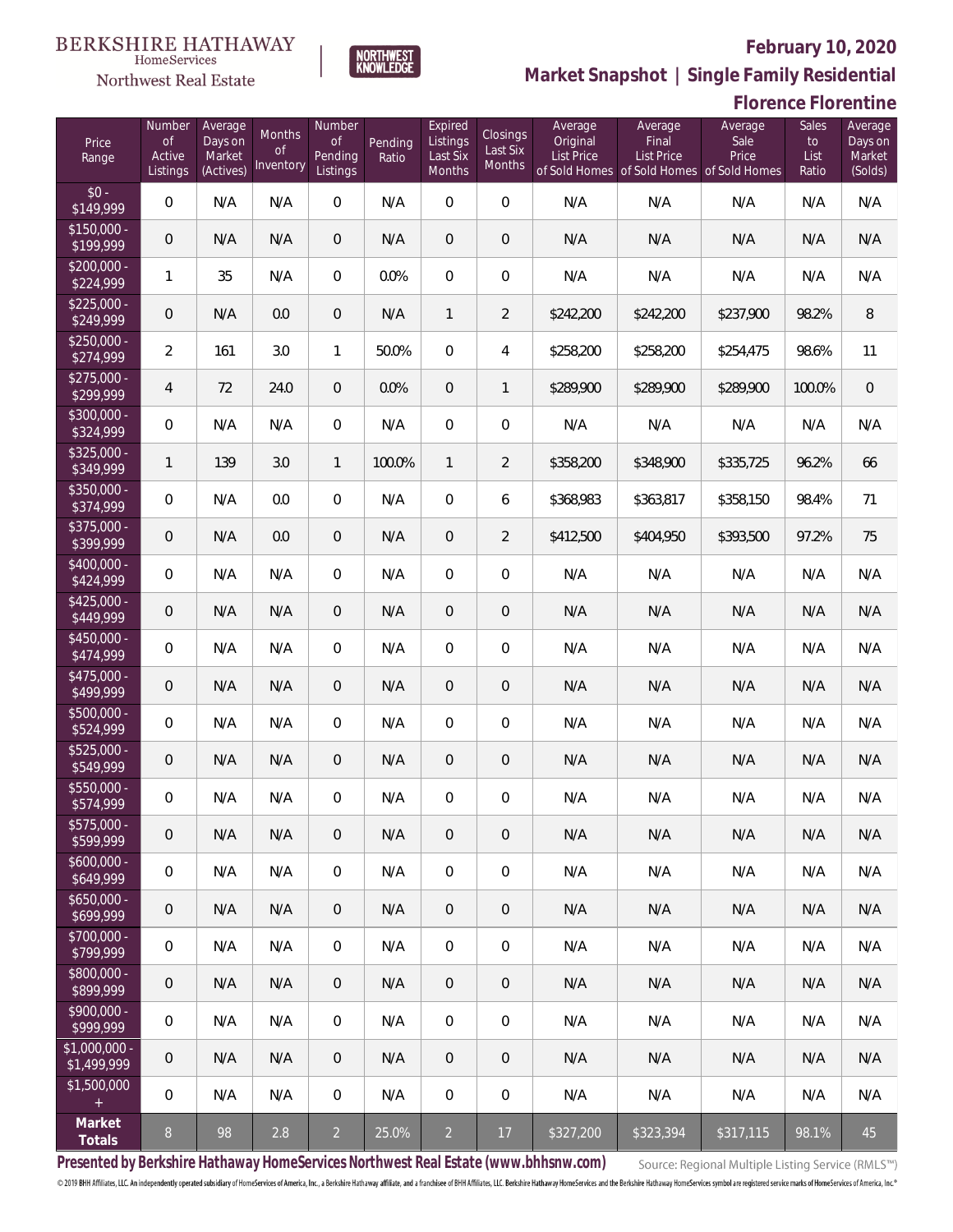BERKSHIRE HATHAWAY HomeServices Northwest Real Estate

NORTHWEST KNOWLEDGE

**February 10, 2020**

**Market Snapshot | Single Family Residential**

**Florence Florentine**

| Price Range | Number of Active Listings | Average Days on Market (Actives) | Months of Inventory | Number of Pending Listings | Pending Ratio | Expired Listings Last Six Months | Closings Last Six Months | Average Original List Price of Sold Homes | Average Final List Price of Sold Homes | Average Sale Price of Sold Homes | Sales to List Ratio | Average Days on Market (Solds) |
|---|---|---|---|---|---|---|---|---|---|---|---|---|
| $0 - $149,999 | 0 | N/A | N/A | 0 | N/A | 0 | 0 | N/A | N/A | N/A | N/A | N/A |
| $150,000 - $199,999 | 0 | N/A | N/A | 0 | N/A | 0 | 0 | N/A | N/A | N/A | N/A | N/A |
| $200,000 - $224,999 | 1 | 35 | N/A | 0 | 0.0% | 0 | 0 | N/A | N/A | N/A | N/A | N/A |
| $225,000 - $249,999 | 0 | N/A | 0.0 | 0 | N/A | 1 | 2 | $242,200 | $242,200 | $237,900 | 98.2% | 8 |
| $250,000 - $274,999 | 2 | 161 | 3.0 | 1 | 50.0% | 0 | 4 | $258,200 | $258,200 | $254,475 | 98.6% | 11 |
| $275,000 - $299,999 | 4 | 72 | 24.0 | 0 | 0.0% | 0 | 1 | $289,900 | $289,900 | $289,900 | 100.0% | 0 |
| $300,000 - $324,999 | 0 | N/A | N/A | 0 | N/A | 0 | 0 | N/A | N/A | N/A | N/A | N/A |
| $325,000 - $349,999 | 1 | 139 | 3.0 | 1 | 100.0% | 1 | 2 | $358,200 | $348,900 | $335,725 | 96.2% | 66 |
| $350,000 - $374,999 | 0 | N/A | 0.0 | 0 | N/A | 0 | 6 | $368,983 | $363,817 | $358,150 | 98.4% | 71 |
| $375,000 - $399,999 | 0 | N/A | 0.0 | 0 | N/A | 0 | 2 | $412,500 | $404,950 | $393,500 | 97.2% | 75 |
| $400,000 - $424,999 | 0 | N/A | N/A | 0 | N/A | 0 | 0 | N/A | N/A | N/A | N/A | N/A |
| $425,000 - $449,999 | 0 | N/A | N/A | 0 | N/A | 0 | 0 | N/A | N/A | N/A | N/A | N/A |
| $450,000 - $474,999 | 0 | N/A | N/A | 0 | N/A | 0 | 0 | N/A | N/A | N/A | N/A | N/A |
| $475,000 - $499,999 | 0 | N/A | N/A | 0 | N/A | 0 | 0 | N/A | N/A | N/A | N/A | N/A |
| $500,000 - $524,999 | 0 | N/A | N/A | 0 | N/A | 0 | 0 | N/A | N/A | N/A | N/A | N/A |
| $525,000 - $549,999 | 0 | N/A | N/A | 0 | N/A | 0 | 0 | N/A | N/A | N/A | N/A | N/A |
| $550,000 - $574,999 | 0 | N/A | N/A | 0 | N/A | 0 | 0 | N/A | N/A | N/A | N/A | N/A |
| $575,000 - $599,999 | 0 | N/A | N/A | 0 | N/A | 0 | 0 | N/A | N/A | N/A | N/A | N/A |
| $600,000 - $649,999 | 0 | N/A | N/A | 0 | N/A | 0 | 0 | N/A | N/A | N/A | N/A | N/A |
| $650,000 - $699,999 | 0 | N/A | N/A | 0 | N/A | 0 | 0 | N/A | N/A | N/A | N/A | N/A |
| $700,000 - $799,999 | 0 | N/A | N/A | 0 | N/A | 0 | 0 | N/A | N/A | N/A | N/A | N/A |
| $800,000 - $899,999 | 0 | N/A | N/A | 0 | N/A | 0 | 0 | N/A | N/A | N/A | N/A | N/A |
| $900,000 - $999,999 | 0 | N/A | N/A | 0 | N/A | 0 | 0 | N/A | N/A | N/A | N/A | N/A |
| $1,000,000 - $1,499,999 | 0 | N/A | N/A | 0 | N/A | 0 | 0 | N/A | N/A | N/A | N/A | N/A |
| $1,500,000 + | 0 | N/A | N/A | 0 | N/A | 0 | 0 | N/A | N/A | N/A | N/A | N/A |
| **Market Totals** | 8 | 98 | 2.8 | 2 | 25.0% | 2 | 17 | $327,200 | $323,394 | $317,115 | 98.1% | 45 |

**Presented by Berkshire Hathaway HomeServices Northwest Real Estate (www.bhhsnw.com)**

Source: Regional Multiple Listing Service (RMLS™)

© 2019 BHH Affiliates, LLC. An independently operated subsidiary of HomeServices of America, Inc., a Berkshire Hathaway affiliate, and a franchisee of BHH Affiliates, LLC. Berkshire Hathaway HomeServices and the Berkshire Hathaway HomeServices symbol are registered service marks of HomeServices of America, Inc.®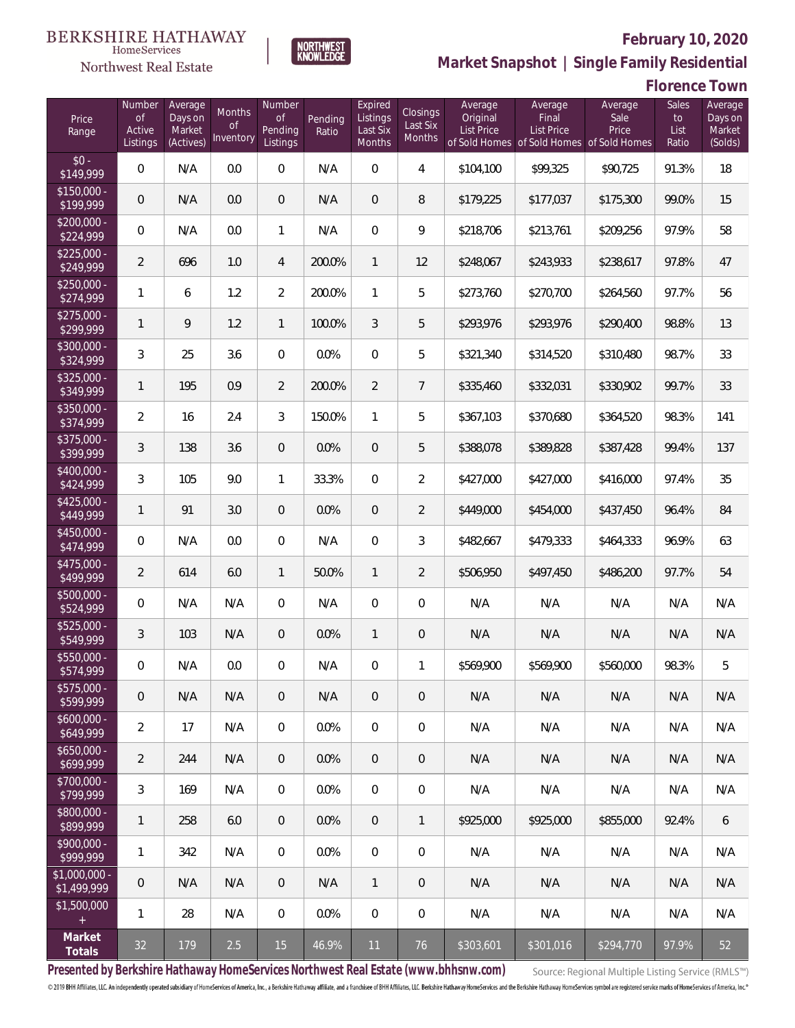BERKSHIRE HATHAWAY HomeServices Northwest Real Estate

NORTHWEST KNOWLEDGE

## February 10, 2020

## Market Snapshot | Single Family Residential

## Florence Town

| Price Range | Number of Active Listings | Average Days on Market (Actives) | Months of Inventory | Number of Pending Listings | Pending Ratio | Expired Listings Last Six Months | Closings Last Six Months | Average Original List Price of Sold Homes | Average Final List Price of Sold Homes | Average Sale Price of Sold Homes | Sales to List Ratio | Average Days on Market (Solds) |
|---|---|---|---|---|---|---|---|---|---|---|---|---|
| $0 - $149,999 | 0 | N/A | 0.0 | 0 | N/A | 0 | 4 | $104,100 | $99,325 | $90,725 | 91.3% | 18 |
| $150,000 - $199,999 | 0 | N/A | 0.0 | 0 | N/A | 0 | 8 | $179,225 | $177,037 | $175,300 | 99.0% | 15 |
| $200,000 - $224,999 | 0 | N/A | 0.0 | 1 | N/A | 0 | 9 | $218,706 | $213,761 | $209,256 | 97.9% | 58 |
| $225,000 - $249,999 | 2 | 696 | 1.0 | 4 | 200.0% | 1 | 12 | $248,067 | $243,933 | $238,617 | 97.8% | 47 |
| $250,000 - $274,999 | 1 | 6 | 1.2 | 2 | 200.0% | 1 | 5 | $273,760 | $270,700 | $264,560 | 97.7% | 56 |
| $275,000 - $299,999 | 1 | 9 | 1.2 | 1 | 100.0% | 3 | 5 | $293,976 | $293,976 | $290,400 | 98.8% | 13 |
| $300,000 - $324,999 | 3 | 25 | 3.6 | 0 | 0.0% | 0 | 5 | $321,340 | $314,520 | $310,480 | 98.7% | 33 |
| $325,000 - $349,999 | 1 | 195 | 0.9 | 2 | 200.0% | 2 | 7 | $335,460 | $332,031 | $330,902 | 99.7% | 33 |
| $350,000 - $374,999 | 2 | 16 | 2.4 | 3 | 150.0% | 1 | 5 | $367,103 | $370,680 | $364,520 | 98.3% | 141 |
| $375,000 - $399,999 | 3 | 138 | 3.6 | 0 | 0.0% | 0 | 5 | $388,078 | $389,828 | $387,428 | 99.4% | 137 |
| $400,000 - $424,999 | 3 | 105 | 9.0 | 1 | 33.3% | 0 | 2 | $427,000 | $427,000 | $416,000 | 97.4% | 35 |
| $425,000 - $449,999 | 1 | 91 | 3.0 | 0 | 0.0% | 0 | 2 | $449,000 | $454,000 | $437,450 | 96.4% | 84 |
| $450,000 - $474,999 | 0 | N/A | 0.0 | 0 | N/A | 0 | 3 | $482,667 | $479,333 | $464,333 | 96.9% | 63 |
| $475,000 - $499,999 | 2 | 614 | 6.0 | 1 | 50.0% | 1 | 2 | $506,950 | $497,450 | $486,200 | 97.7% | 54 |
| $500,000 - $524,999 | 0 | N/A | N/A | 0 | N/A | 0 | 0 | N/A | N/A | N/A | N/A | N/A |
| $525,000 - $549,999 | 3 | 103 | N/A | 0 | 0.0% | 1 | 0 | N/A | N/A | N/A | N/A | N/A |
| $550,000 - $574,999 | 0 | N/A | 0.0 | 0 | N/A | 0 | 1 | $569,900 | $569,900 | $560,000 | 98.3% | 5 |
| $575,000 - $599,999 | 0 | N/A | N/A | 0 | N/A | 0 | 0 | N/A | N/A | N/A | N/A | N/A |
| $600,000 - $649,999 | 2 | 17 | N/A | 0 | 0.0% | 0 | 0 | N/A | N/A | N/A | N/A | N/A |
| $650,000 - $699,999 | 2 | 244 | N/A | 0 | 0.0% | 0 | 0 | N/A | N/A | N/A | N/A | N/A |
| $700,000 - $799,999 | 3 | 169 | N/A | 0 | 0.0% | 0 | 0 | N/A | N/A | N/A | N/A | N/A |
| $800,000 - $899,999 | 1 | 258 | 6.0 | 0 | 0.0% | 0 | 1 | $925,000 | $925,000 | $855,000 | 92.4% | 6 |
| $900,000 - $999,999 | 1 | 342 | N/A | 0 | 0.0% | 0 | 0 | N/A | N/A | N/A | N/A | N/A |
| $1,000,000 - $1,499,999 | 0 | N/A | N/A | 0 | N/A | 1 | 0 | N/A | N/A | N/A | N/A | N/A |
| $1,500,000 + | 1 | 28 | N/A | 0 | 0.0% | 0 | 0 | N/A | N/A | N/A | N/A | N/A |
| **Market Totals** | 32 | 179 | 2.5 | 15 | 46.9% | 11 | 76 | $303,601 | $301,016 | $294,770 | 97.9% | 52 |

**Presented by Berkshire Hathaway HomeServices Northwest Real Estate (www.bhhsnw.com)**

Source: Regional Multiple Listing Service (RMLS™)

© 2019 BHH Affiliates, LLC. An independently operated subsidiary of HomeServices of America, Inc., a Berkshire Hathaway affiliate, and a franchisee of BHH Affiliates, LLC. Berkshire Hathaway HomeServices and the Berkshire Hathaway HomeServices symbol are registered service marks of HomeServices of America, Inc.®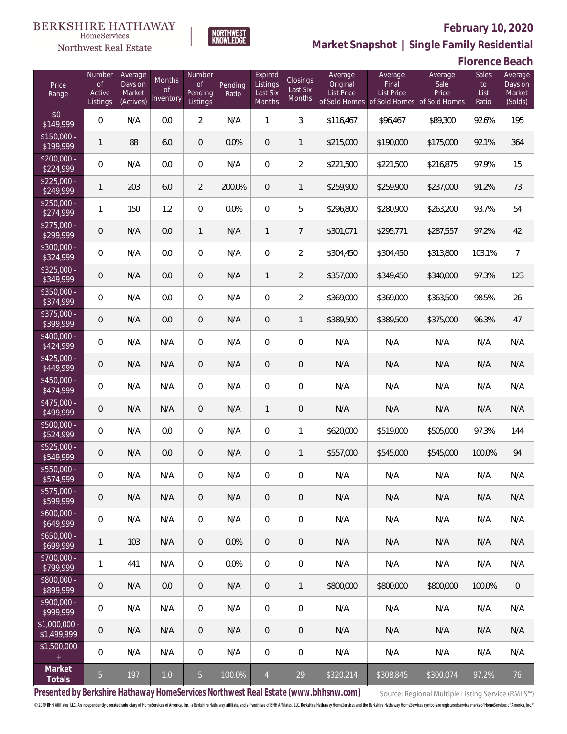BERKSHIRE HATHAWAY HomeServices Northwest Real Estate

# February 10, 2020

## Market Snapshot | Single Family Residential

## Florence Beach

| Price Range | Number of Active Listings | Average Days on Market (Actives) | Months of Inventory | Number of Pending Listings | Pending Ratio | Expired Listings Last Six Months | Closings Last Six Months | Average Original List Price of Sold Homes | Average Final List Price of Sold Homes | Average Sale Price of Sold Homes | Sales to List Ratio | Average Days on Market (Solds) |
|---|---|---|---|---|---|---|---|---|---|---|---|---|
| $0 - $149,999 | 0 | N/A | 0.0 | 2 | N/A | 1 | 3 | $116,467 | $96,467 | $89,300 | 92.6% | 195 |
| $150,000 - $199,999 | 1 | 88 | 6.0 | 0 | 0.0% | 0 | 1 | $215,000 | $190,000 | $175,000 | 92.1% | 364 |
| $200,000 - $224,999 | 0 | N/A | 0.0 | 0 | N/A | 0 | 2 | $221,500 | $221,500 | $216,875 | 97.9% | 15 |
| $225,000 - $249,999 | 1 | 203 | 6.0 | 2 | 200.0% | 0 | 1 | $259,900 | $259,900 | $237,000 | 91.2% | 73 |
| $250,000 - $274,999 | 1 | 150 | 1.2 | 0 | 0.0% | 0 | 5 | $296,800 | $280,900 | $263,200 | 93.7% | 54 |
| $275,000 - $299,999 | 0 | N/A | 0.0 | 1 | N/A | 1 | 7 | $301,071 | $295,771 | $287,557 | 97.2% | 42 |
| $300,000 - $324,999 | 0 | N/A | 0.0 | 0 | N/A | 0 | 2 | $304,450 | $304,450 | $313,800 | 103.1% | 7 |
| $325,000 - $349,999 | 0 | N/A | 0.0 | 0 | N/A | 1 | 2 | $357,000 | $349,450 | $340,000 | 97.3% | 123 |
| $350,000 - $374,999 | 0 | N/A | 0.0 | 0 | N/A | 0 | 2 | $369,000 | $369,000 | $363,500 | 98.5% | 26 |
| $375,000 - $399,999 | 0 | N/A | 0.0 | 0 | N/A | 0 | 1 | $389,500 | $389,500 | $375,000 | 96.3% | 47 |
| $400,000 - $424,999 | 0 | N/A | N/A | 0 | N/A | 0 | 0 | N/A | N/A | N/A | N/A | N/A |
| $425,000 - $449,999 | 0 | N/A | N/A | 0 | N/A | 0 | 0 | N/A | N/A | N/A | N/A | N/A |
| $450,000 - $474,999 | 0 | N/A | N/A | 0 | N/A | 0 | 0 | N/A | N/A | N/A | N/A | N/A |
| $475,000 - $499,999 | 0 | N/A | N/A | 0 | N/A | 1 | 0 | N/A | N/A | N/A | N/A | N/A |
| $500,000 - $524,999 | 0 | N/A | 0.0 | 0 | N/A | 0 | 1 | $620,000 | $519,000 | $505,000 | 97.3% | 144 |
| $525,000 - $549,999 | 0 | N/A | 0.0 | 0 | N/A | 0 | 1 | $557,000 | $545,000 | $545,000 | 100.0% | 94 |
| $550,000 - $574,999 | 0 | N/A | N/A | 0 | N/A | 0 | 0 | N/A | N/A | N/A | N/A | N/A |
| $575,000 - $599,999 | 0 | N/A | N/A | 0 | N/A | 0 | 0 | N/A | N/A | N/A | N/A | N/A |
| $600,000 - $649,999 | 0 | N/A | N/A | 0 | N/A | 0 | 0 | N/A | N/A | N/A | N/A | N/A |
| $650,000 - $699,999 | 1 | 103 | N/A | 0 | 0.0% | 0 | 0 | N/A | N/A | N/A | N/A | N/A |
| $700,000 - $799,999 | 1 | 441 | N/A | 0 | 0.0% | 0 | 0 | N/A | N/A | N/A | N/A | N/A |
| $800,000 - $899,999 | 0 | N/A | 0.0 | 0 | N/A | 0 | 1 | $800,000 | $800,000 | $800,000 | 100.0% | 0 |
| $900,000 - $999,999 | 0 | N/A | N/A | 0 | N/A | 0 | 0 | N/A | N/A | N/A | N/A | N/A |
| $1,000,000 - $1,499,999 | 0 | N/A | N/A | 0 | N/A | 0 | 0 | N/A | N/A | N/A | N/A | N/A |
| $1,500,000 + | 0 | N/A | N/A | 0 | N/A | 0 | 0 | N/A | N/A | N/A | N/A | N/A |
| **Market Totals** | 5 | 197 | 1.0 | 5 | 100.0% | 4 | 29 | $320,214 | $308,845 | $300,074 | 97.2% | 76 |

**Presented by Berkshire Hathaway HomeServices Northwest Real Estate (www.bhhsnw.com)** Source: Regional Multiple Listing Service (RMLS™)

© 2019 BHH Affiliates, LLC. An independently operated subsidiary of HomeServices of America, Inc., a Berkshire Hathaway affiliate, and a franchisee of BHH Affiliates, LLC. Berkshire Hathaway HomeServices and the Berkshire Hathaway HomeServices symbol are registered service marks of HomeServices of America, Inc.®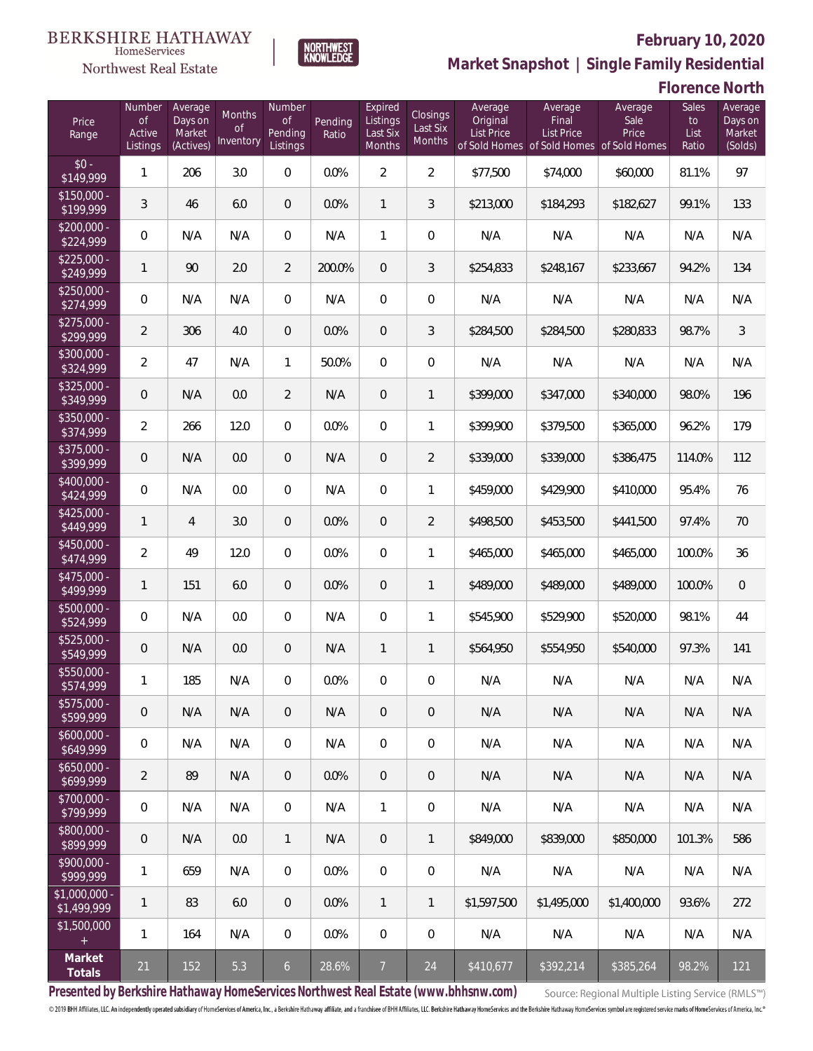BERKSHIRE HATHAWAY HomeServices Northwest Real Estate

NORTHWEST KNOWLEDGE

# February 10, 2020

## Market Snapshot | Single Family Residential

## Florence North

| Price Range | Number of Active Listings | Average Days on Market (Actives) | Months of Inventory | Number of Pending Listings | Pending Ratio | Expired Listings Last Six Months | Closings Last Six Months | Average Original List Price of Sold Homes | Average Final List Price of Sold Homes | Average Sale Price of Sold Homes | Sales to List Ratio | Average Days on Market (Solds) |
|---|---|---|---|---|---|---|---|---|---|---|---|---|
| $0 - $149,999 | 1 | 206 | 3.0 | 0 | 0.0% | 2 | 2 | $77,500 | $74,000 | $60,000 | 81.1% | 97 |
| $150,000 - $199,999 | 3 | 46 | 6.0 | 0 | 0.0% | 1 | 3 | $213,000 | $184,293 | $182,627 | 99.1% | 133 |
| $200,000 - $224,999 | 0 | N/A | N/A | 0 | N/A | 1 | 0 | N/A | N/A | N/A | N/A | N/A |
| $225,000 - $249,999 | 1 | 90 | 2.0 | 2 | 200.0% | 0 | 3 | $254,833 | $248,167 | $233,667 | 94.2% | 134 |
| $250,000 - $274,999 | 0 | N/A | N/A | 0 | N/A | 0 | 0 | N/A | N/A | N/A | N/A | N/A |
| $275,000 - $299,999 | 2 | 306 | 4.0 | 0 | 0.0% | 0 | 3 | $284,500 | $284,500 | $280,833 | 98.7% | 3 |
| $300,000 - $324,999 | 2 | 47 | N/A | 1 | 50.0% | 0 | 0 | N/A | N/A | N/A | N/A | N/A |
| $325,000 - $349,999 | 0 | N/A | 0.0 | 2 | N/A | 0 | 1 | $399,000 | $347,000 | $340,000 | 98.0% | 196 |
| $350,000 - $374,999 | 2 | 266 | 12.0 | 0 | 0.0% | 0 | 1 | $399,900 | $379,500 | $365,000 | 96.2% | 179 |
| $375,000 - $399,999 | 0 | N/A | 0.0 | 0 | N/A | 0 | 2 | $339,000 | $339,000 | $386,475 | 114.0% | 112 |
| $400,000 - $424,999 | 0 | N/A | 0.0 | 0 | N/A | 0 | 1 | $459,000 | $429,900 | $410,000 | 95.4% | 76 |
| $425,000 - $449,999 | 1 | 4 | 3.0 | 0 | 0.0% | 0 | 2 | $498,500 | $453,500 | $441,500 | 97.4% | 70 |
| $450,000 - $474,999 | 2 | 49 | 12.0 | 0 | 0.0% | 0 | 1 | $465,000 | $465,000 | $465,000 | 100.0% | 36 |
| $475,000 - $499,999 | 1 | 151 | 6.0 | 0 | 0.0% | 0 | 1 | $489,000 | $489,000 | $489,000 | 100.0% | 0 |
| $500,000 - $524,999 | 0 | N/A | 0.0 | 0 | N/A | 0 | 1 | $545,900 | $529,900 | $520,000 | 98.1% | 44 |
| $525,000 - $549,999 | 0 | N/A | 0.0 | 0 | N/A | 1 | 1 | $564,950 | $554,950 | $540,000 | 97.3% | 141 |
| $550,000 - $574,999 | 1 | 185 | N/A | 0 | 0.0% | 0 | 0 | N/A | N/A | N/A | N/A | N/A |
| $575,000 - $599,999 | 0 | N/A | N/A | 0 | N/A | 0 | 0 | N/A | N/A | N/A | N/A | N/A |
| $600,000 - $649,999 | 0 | N/A | N/A | 0 | N/A | 0 | 0 | N/A | N/A | N/A | N/A | N/A |
| $650,000 - $699,999 | 2 | 89 | N/A | 0 | 0.0% | 0 | 0 | N/A | N/A | N/A | N/A | N/A |
| $700,000 - $799,999 | 0 | N/A | N/A | 0 | N/A | 1 | 0 | N/A | N/A | N/A | N/A | N/A |
| $800,000 - $899,999 | 0 | N/A | 0.0 | 1 | N/A | 0 | 1 | $849,000 | $839,000 | $850,000 | 101.3% | 586 |
| $900,000 - $999,999 | 1 | 659 | N/A | 0 | 0.0% | 0 | 0 | N/A | N/A | N/A | N/A | N/A |
| $1,000,000 - $1,499,999 | 1 | 83 | 6.0 | 0 | 0.0% | 1 | 1 | $1,597,500 | $1,495,000 | $1,400,000 | 93.6% | 272 |
| $1,500,000 + | 1 | 164 | N/A | 0 | 0.0% | 0 | 0 | N/A | N/A | N/A | N/A | N/A |
| **Market Totals** | 21 | 152 | 5.3 | 6 | 28.6% | 7 | 24 | $410,677 | $392,214 | $385,264 | 98.2% | 121 |

**Presented by Berkshire Hathaway HomeServices Northwest Real Estate (www.bhhsnw.com)**

Source: Regional Multiple Listing Service (RMLS™)

© 2019 BHH Affiliates, LLC. An independently operated subsidiary of HomeServices of America, Inc., a Berkshire Hathaway affiliate, and a franchisee of BHH Affiliates, LLC. Berkshire Hathaway HomeServices and the Berkshire Hathaway HomeServices symbol are registered service marks of HomeServices of America, Inc.®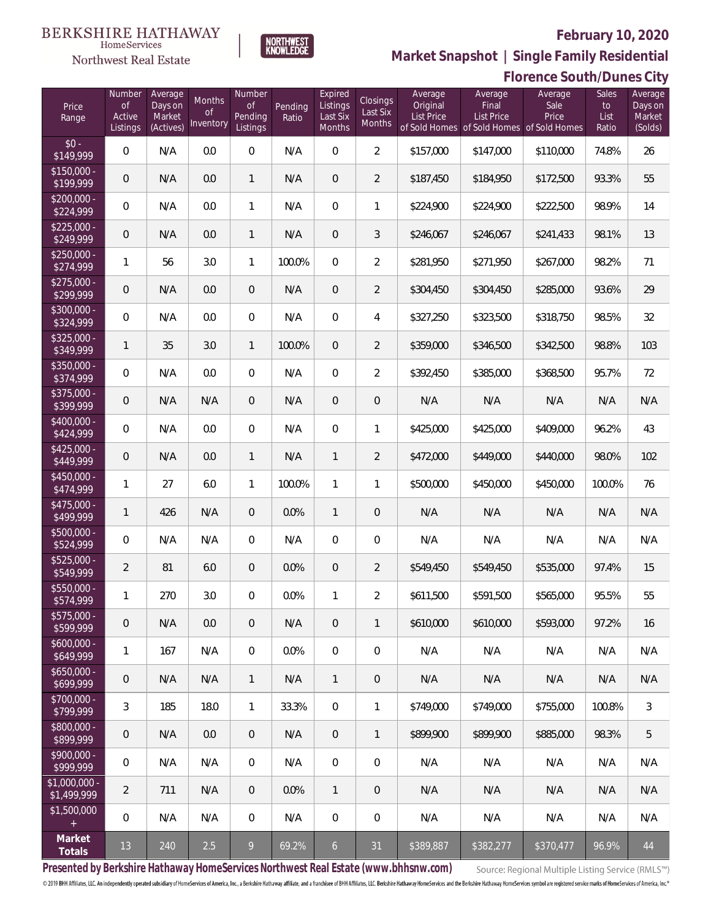BERKSHIRE HATHAWAY HomeServices Northwest Real Estate

NORTHWEST KNOWLEDGE

# February 10, 2020

## Market Snapshot | Single Family Residential

## Florence South/Dunes City

| Price Range | Number of Active Listings | Average Days on Market (Actives) | Months of Inventory | Number of Pending Listings | Pending Ratio | Expired Listings Last Six Months | Closings Last Six Months | Average Original List Price of Sold Homes | Average Final List Price of Sold Homes | Average Sale Price of Sold Homes | Sales to List Ratio | Average Days on Market (Solds) |
|---|---|---|---|---|---|---|---|---|---|---|---|---|
| $0 - $149,999 | 0 | N/A | 0.0 | 0 | N/A | 0 | 2 | $157,000 | $147,000 | $110,000 | 74.8% | 26 |
| $150,000 - $199,999 | 0 | N/A | 0.0 | 1 | N/A | 0 | 2 | $187,450 | $184,950 | $172,500 | 93.3% | 55 |
| $200,000 - $224,999 | 0 | N/A | 0.0 | 1 | N/A | 0 | 1 | $224,900 | $224,900 | $222,500 | 98.9% | 14 |
| $225,000 - $249,999 | 0 | N/A | 0.0 | 1 | N/A | 0 | 3 | $246,067 | $246,067 | $241,433 | 98.1% | 13 |
| $250,000 - $274,999 | 1 | 56 | 3.0 | 1 | 100.0% | 0 | 2 | $281,950 | $271,950 | $267,000 | 98.2% | 71 |
| $275,000 - $299,999 | 0 | N/A | 0.0 | 0 | N/A | 0 | 2 | $304,450 | $304,450 | $285,000 | 93.6% | 29 |
| $300,000 - $324,999 | 0 | N/A | 0.0 | 0 | N/A | 0 | 4 | $327,250 | $323,500 | $318,750 | 98.5% | 32 |
| $325,000 - $349,999 | 1 | 35 | 3.0 | 1 | 100.0% | 0 | 2 | $359,000 | $346,500 | $342,500 | 98.8% | 103 |
| $350,000 - $374,999 | 0 | N/A | 0.0 | 0 | N/A | 0 | 2 | $392,450 | $385,000 | $368,500 | 95.7% | 72 |
| $375,000 - $399,999 | 0 | N/A | N/A | 0 | N/A | 0 | 0 | N/A | N/A | N/A | N/A | N/A |
| $400,000 - $424,999 | 0 | N/A | 0.0 | 0 | N/A | 0 | 1 | $425,000 | $425,000 | $409,000 | 96.2% | 43 |
| $425,000 - $449,999 | 0 | N/A | 0.0 | 1 | N/A | 1 | 2 | $472,000 | $449,000 | $440,000 | 98.0% | 102 |
| $450,000 - $474,999 | 1 | 27 | 6.0 | 1 | 100.0% | 1 | 1 | $500,000 | $450,000 | $450,000 | 100.0% | 76 |
| $475,000 - $499,999 | 1 | 426 | N/A | 0 | 0.0% | 1 | 0 | N/A | N/A | N/A | N/A | N/A |
| $500,000 - $524,999 | 0 | N/A | N/A | 0 | N/A | 0 | 0 | N/A | N/A | N/A | N/A | N/A |
| $525,000 - $549,999 | 2 | 81 | 6.0 | 0 | 0.0% | 0 | 2 | $549,450 | $549,450 | $535,000 | 97.4% | 15 |
| $550,000 - $574,999 | 1 | 270 | 3.0 | 0 | 0.0% | 1 | 2 | $611,500 | $591,500 | $565,000 | 95.5% | 55 |
| $575,000 - $599,999 | 0 | N/A | 0.0 | 0 | N/A | 0 | 1 | $610,000 | $610,000 | $593,000 | 97.2% | 16 |
| $600,000 - $649,999 | 1 | 167 | N/A | 0 | 0.0% | 0 | 0 | N/A | N/A | N/A | N/A | N/A |
| $650,000 - $699,999 | 0 | N/A | N/A | 1 | N/A | 1 | 0 | N/A | N/A | N/A | N/A | N/A |
| $700,000 - $799,999 | 3 | 185 | 18.0 | 1 | 33.3% | 0 | 1 | $749,000 | $749,000 | $755,000 | 100.8% | 3 |
| $800,000 - $899,999 | 0 | N/A | 0.0 | 0 | N/A | 0 | 1 | $899,900 | $899,900 | $885,000 | 98.3% | 5 |
| $900,000 - $999,999 | 0 | N/A | N/A | 0 | N/A | 0 | 0 | N/A | N/A | N/A | N/A | N/A |
| $1,000,000 - $1,499,999 | 2 | 711 | N/A | 0 | 0.0% | 1 | 0 | N/A | N/A | N/A | N/A | N/A |
| $1,500,000 + | 0 | N/A | N/A | 0 | N/A | 0 | 0 | N/A | N/A | N/A | N/A | N/A |
| **Market Totals** | 13 | 240 | 2.5 | 9 | 69.2% | 6 | 31 | $389,887 | $382,277 | $370,477 | 96.9% | 44 |

**Presented by Berkshire Hathaway HomeServices Northwest Real Estate (www.bhhsnw.com)**

Source: Regional Multiple Listing Service (RMLS™)

© 2019 BHH Affiliates, LLC. An independently operated subsidiary of HomeServices of America, Inc., a Berkshire Hathaway affiliate, and a franchisee of BHH Affiliates, LLC. Berkshire Hathaway HomeServices and the Berkshire Hathaway HomeServices symbol are registered service marks of HomeServices of America, Inc.®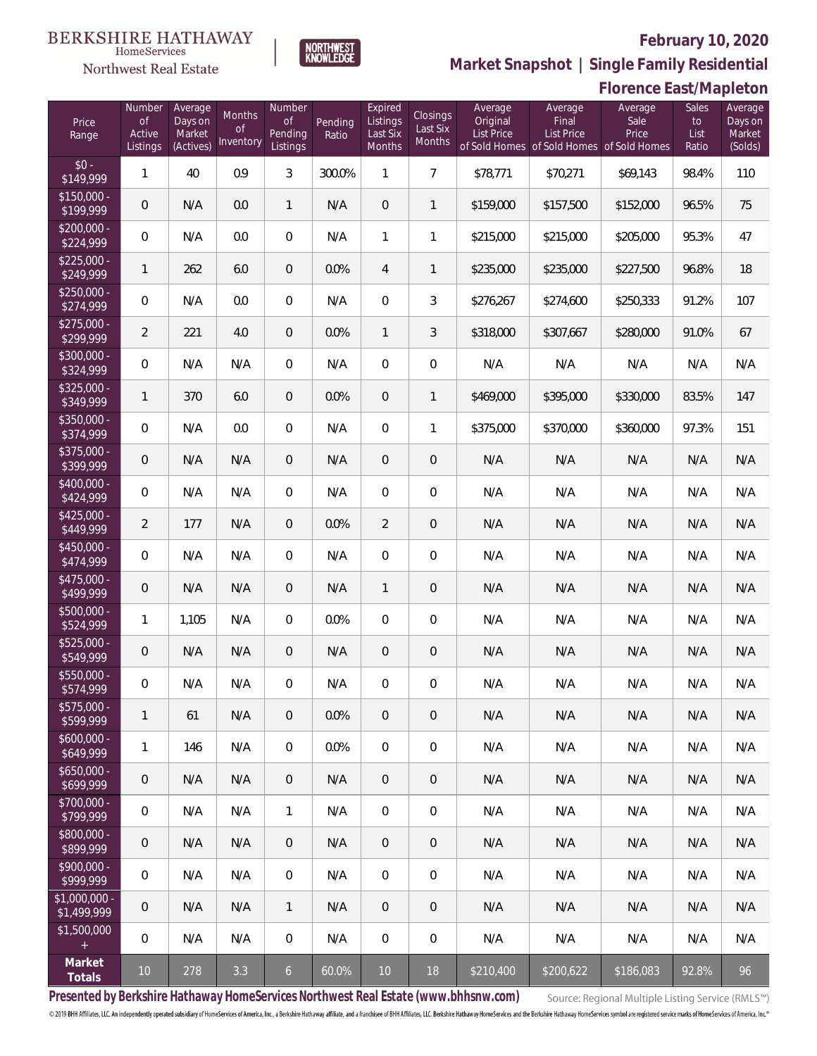BERKSHIRE HATHAWAY HomeServices Northwest Real Estate

NORTHWEST KNOWLEDGE

**February 10, 2020**

## Market Snapshot | Single Family Residential

## Florence East/Mapleton

| Price Range | Number of Active Listings | Average Days on Market (Actives) | Months of Inventory | Number of Pending Listings | Pending Ratio | Expired Listings Last Six Months | Closings Last Six Months | Average Original List Price of Sold Homes | Average Final List Price of Sold Homes | Average Sale Price of Sold Homes | Sales to List Ratio | Average Days on Market (Solds) |
|---|---|---|---|---|---|---|---|---|---|---|---|---|
| $0 - $149,999 | 1 | 40 | 0.9 | 3 | 300.0% | 1 | 7 | $78,771 | $70,271 | $69,143 | 98.4% | 110 |
| $150,000 - $199,999 | 0 | N/A | 0.0 | 1 | N/A | 0 | 1 | $159,000 | $157,500 | $152,000 | 96.5% | 75 |
| $200,000 - $224,999 | 0 | N/A | 0.0 | 0 | N/A | 1 | 1 | $215,000 | $215,000 | $205,000 | 95.3% | 47 |
| $225,000 - $249,999 | 1 | 262 | 6.0 | 0 | 0.0% | 4 | 1 | $235,000 | $235,000 | $227,500 | 96.8% | 18 |
| $250,000 - $274,999 | 0 | N/A | 0.0 | 0 | N/A | 0 | 3 | $276,267 | $274,600 | $250,333 | 91.2% | 107 |
| $275,000 - $299,999 | 2 | 221 | 4.0 | 0 | 0.0% | 1 | 3 | $318,000 | $307,667 | $280,000 | 91.0% | 67 |
| $300,000 - $324,999 | 0 | N/A | N/A | 0 | N/A | 0 | 0 | N/A | N/A | N/A | N/A | N/A |
| $325,000 - $349,999 | 1 | 370 | 6.0 | 0 | 0.0% | 0 | 1 | $469,000 | $395,000 | $330,000 | 83.5% | 147 |
| $350,000 - $374,999 | 0 | N/A | 0.0 | 0 | N/A | 0 | 1 | $375,000 | $370,000 | $360,000 | 97.3% | 151 |
| $375,000 - $399,999 | 0 | N/A | N/A | 0 | N/A | 0 | 0 | N/A | N/A | N/A | N/A | N/A |
| $400,000 - $424,999 | 0 | N/A | N/A | 0 | N/A | 0 | 0 | N/A | N/A | N/A | N/A | N/A |
| $425,000 - $449,999 | 2 | 177 | N/A | 0 | 0.0% | 2 | 0 | N/A | N/A | N/A | N/A | N/A |
| $450,000 - $474,999 | 0 | N/A | N/A | 0 | N/A | 0 | 0 | N/A | N/A | N/A | N/A | N/A |
| $475,000 - $499,999 | 0 | N/A | N/A | 0 | N/A | 1 | 0 | N/A | N/A | N/A | N/A | N/A |
| $500,000 - $524,999 | 1 | 1,105 | N/A | 0 | 0.0% | 0 | 0 | N/A | N/A | N/A | N/A | N/A |
| $525,000 - $549,999 | 0 | N/A | N/A | 0 | N/A | 0 | 0 | N/A | N/A | N/A | N/A | N/A |
| $550,000 - $574,999 | 0 | N/A | N/A | 0 | N/A | 0 | 0 | N/A | N/A | N/A | N/A | N/A |
| $575,000 - $599,999 | 1 | 61 | N/A | 0 | 0.0% | 0 | 0 | N/A | N/A | N/A | N/A | N/A |
| $600,000 - $649,999 | 1 | 146 | N/A | 0 | 0.0% | 0 | 0 | N/A | N/A | N/A | N/A | N/A |
| $650,000 - $699,999 | 0 | N/A | N/A | 0 | N/A | 0 | 0 | N/A | N/A | N/A | N/A | N/A |
| $700,000 - $799,999 | 0 | N/A | N/A | 1 | N/A | 0 | 0 | N/A | N/A | N/A | N/A | N/A |
| $800,000 - $899,999 | 0 | N/A | N/A | 0 | N/A | 0 | 0 | N/A | N/A | N/A | N/A | N/A |
| $900,000 - $999,999 | 0 | N/A | N/A | 0 | N/A | 0 | 0 | N/A | N/A | N/A | N/A | N/A |
| $1,000,000 - $1,499,999 | 0 | N/A | N/A | 1 | N/A | 0 | 0 | N/A | N/A | N/A | N/A | N/A |
| $1,500,000 + | 0 | N/A | N/A | 0 | N/A | 0 | 0 | N/A | N/A | N/A | N/A | N/A |
| **Market Totals** | 10 | 278 | 3.3 | 6 | 60.0% | 10 | 18 | $210,400 | $200,622 | $186,083 | 92.8% | 96 |

**Presented by Berkshire Hathaway HomeServices Northwest Real Estate (www.bhhsnw.com)**

Source: Regional Multiple Listing Service (RMLS™)

© 2019 BHH Affiliates, LLC. An independently operated subsidiary of HomeServices of America, Inc., a Berkshire Hathaway affiliate, and a franchisee of BHH Affiliates, LLC. Berkshire Hathaway HomeServices and the Berkshire Hathaway HomeServices symbol are registered service marks of HomeServices of America, Inc.®